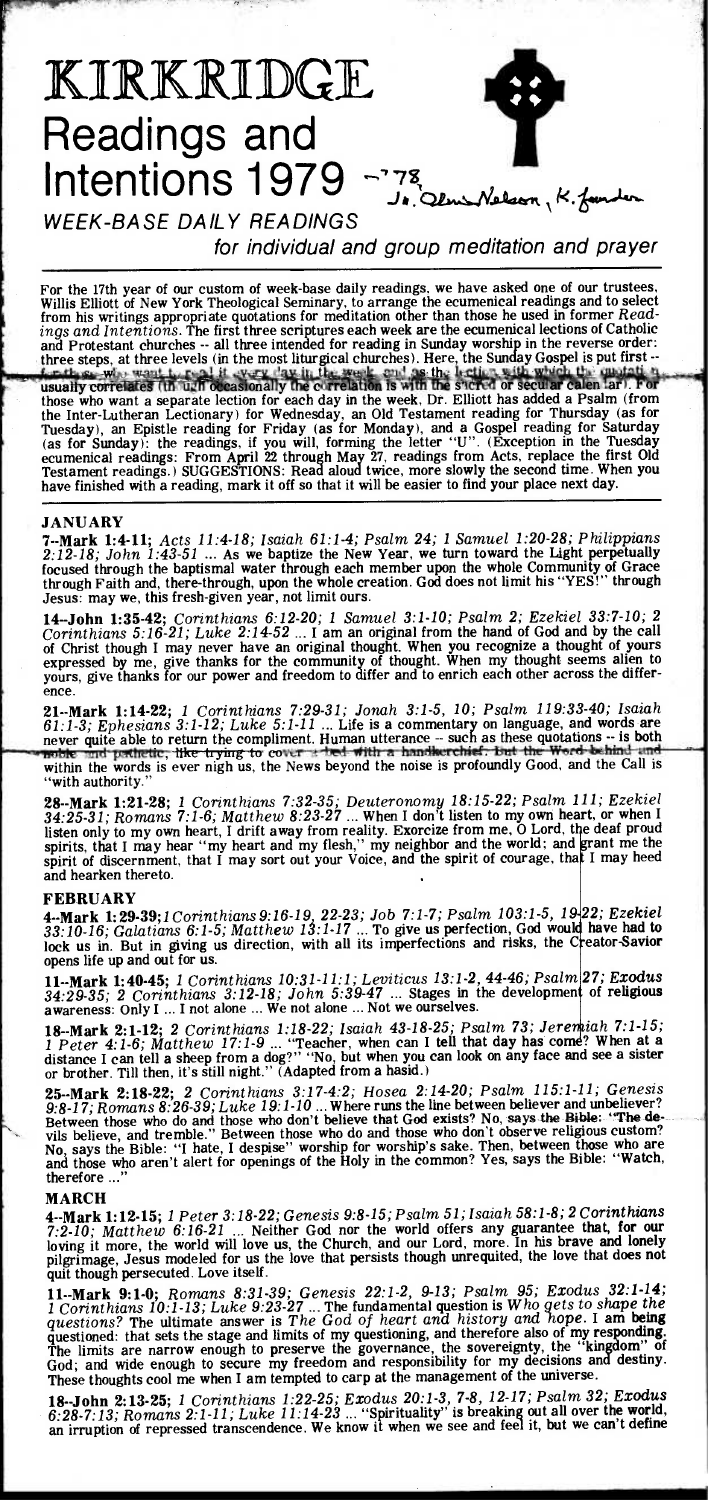# KIRKRIDGE Readings and Intentions 1979

–'78 Jn. Olmi Nelson, K. founder

*WEEK-BASE DAILY READINGS*

*for individual and group meditation and prayer*

For the 17th year of our custom of week-base daily readings, we have asked one of our trustees, Willis Elliott of New York Theological Seminary, to arrange the ecumenical readings and to select from his writings appropriate quotations for meditation other than those he used in former *Readings and Intentions*. The first three scriptures each week are the ecumenical lections of Catholic and Protestant churches -- all three intended for reading in Sunday worship in the reverse order: three steps, at three levels (in the most liturgical churches). Here, the Sunday Gospel is put first -- for those who want to read it every day in the week, and as the lection with which the quotation usually correlates (though occasionally the correlation is with the sacred or secular calendar). For those who want a separate lection for each day in the week, Dr. Elliott has added a Psalm (from the Inter-Lutheran Lectionary) for Wednesday, an Old Testament reading for Thursday (as for Tuesday), an Epistle reading for Friday (as for Monday), and a Gospel reading for Saturday (as for Sunday): the readings, if you will, forming the letter "U". (Exception in the Tuesday ecumenical readings: From April 22 through May 27, readings from Acts, replace the first Old Testament readings.) SUGGESTIONS: Read aloud twice, more slowly the second time. When you have finished with a reading, mark it off so that it will be easier to find your place next day.

## JANUARY

**7--Mark 1:4-11;** *Acts 11:4-18; Isaiah 61:1-4; Psalm 24; 1 Samuel 1:20-28; Philippians 2:12-18; John 1:43-51* ... As we baptize the New Year, we turn toward the Light perpetually focused through the baptismal water through each member upon the whole Community of Grace through Faith and, there-through, upon the whole creation. God does not limit his "YES!" through Jesus: may we, this fresh-given year, not limit ours.

**14--John 1:35-42;** *Corinthians 6:12-20; 1 Samuel 3:1-10; Psalm 2; Ezekiel 33:7-10; 2 Corinthians 5:16-21; Luke 2:14-52* ... I am an original from the hand of God and by the call of Christ though I may never have an original thought. When you recognize a thought of yours expressed by me, give thanks for the community of thought. When my thought seems alien to yours, give thanks for our power and freedom to differ and to enrich each other across the difference.

**21--Mark 1:14-22;** *1 Corinthians 7:29-31; Jonah 3:1-5, 10; Psalm 119:33-40; Isaiah 61:1-3; Ephesians 3:1-12; Luke 5:1-11* ... Life is a commentary on language, and words are never quite able to return the compliment. Human utterance -- such as these quotations -- is both noble and pathetic, like trying to cover a bed with a handkerchief. But the Word behind and within the words is ever nigh us, the News beyond the noise is profoundly Good, and the Call is "with authority."

**28--Mark 1:21-28;** *1 Corinthians 7:32-35; Deuteronomy 18:15-22; Psalm 111; Ezekiel 34:25-31; Romans 7:1-6; Matthew 8:23-27* ... When I don't listen to my own heart, or when I listen only to my own heart, I drift away from reality. Exorcize from me, O Lord, the deaf proud spirits, that I may hear "my heart and my flesh," my neighbor and the world; and grant me the spirit of discernment, that I may sort out your Voice, and the spirit of courage, that I may heed and hearken thereto.

## FEBRUARY

**4--Mark 1:29-39;** *1 Corinthians 9:16-19, 22-23; Job 7:1-7; Psalm 103:1-5, 19-22; Ezekiel 33:10-16; Galatians 6:1-5; Matthew 13:1-17* ... To give us perfection, God would have had to lock us in. But in giving us direction, with all its imperfections and risks, the Creator-Savior opens life up and out for us.

**11--Mark 1:40-45;** *1 Corinthians 10:31-11:1; Leviticus 13:1-2, 44-46; Psalm 27; Exodus 34:29-35; 2 Corinthians 3:12-18; John 5:39-47* ... Stages in the development of religious awareness: Only I ... I not alone ... We not alone ... Not we ourselves.

**18--Mark 2:1-12;** *2 Corinthians 1:18-22; Isaiah 43-18-25; Psalm 73; Jeremiah 7:1-15; 1 Peter 4:1-6; Matthew 17:1-9* ... "Teacher, when can I tell that day has come? When at a distance I can tell a sheep from a dog?" "No, but when you can look on any face and see a sister or brother. Till then, it's still night." (Adapted from a hasid.)

**25--Mark 2:18-22;** *2 Corinthians 3:17-4:2; Hosea 2:14-20; Psalm 115:1-11; Genesis 9:8-17; Romans 8:26-39; Luke 19:1-10* ... Where runs the line between believer and unbeliever? Between those who do and those who don't believe that God exists? No, says the Bible: "The devils believe, and tremble." Between those who do and those who don't observe religious custom? No, says the Bible: "I hate, I despise" worship for worship's sake. Then, between those who are and those who aren't alert for openings of the Holy in the common? Yes, says the Bible: "Watch, therefore ..."

## MARCH

**4--Mark 1:12-15;** *1 Peter 3:18-22; Genesis 9:8-15; Psalm 51; Isaiah 58:1-8; 2 Corinthians 7:2-10; Matthew 6:16-21* ... Neither God nor the world offers any guarantee that, for our loving it more, the world will love us, the Church, and our Lord, more. In his brave and lonely pilgrimage, Jesus modeled for us the love that persists though unrequited, the love that does not quit though persecuted. Love itself.

**11--Mark 9:1-0;** *Romans 8:31-39; Genesis 22:1-2, 9-13; Psalm 95; Exodus 32:1-14; 1 Corinthians 10:1-13; Luke 9:23-27* ... The fundamental question is *Who gets to shape the questions?* The ultimate answer is *The God of heart and history and hope*. I am being questioned: that sets the stage and limits of my questioning, and therefore also of my responding. The limits are narrow enough to preserve the governance, the sovereignty, the "kingdom" of God; and wide enough to secure my freedom and responsibility for my decisions and destiny. These thoughts cool me when I am tempted to carp at the management of the universe.

**18--John 2:13-25;** *1 Corinthians 1:22-25; Exodus 20:1-3, 7-8, 12-17; Psalm 32; Exodus 6:28-7:13; Romans 2:1-11; Luke 11:14-23* ... "Spirituality" is breaking out all over the world, an irruption of repressed transcendence. We know it when we see and feel it, but we can't define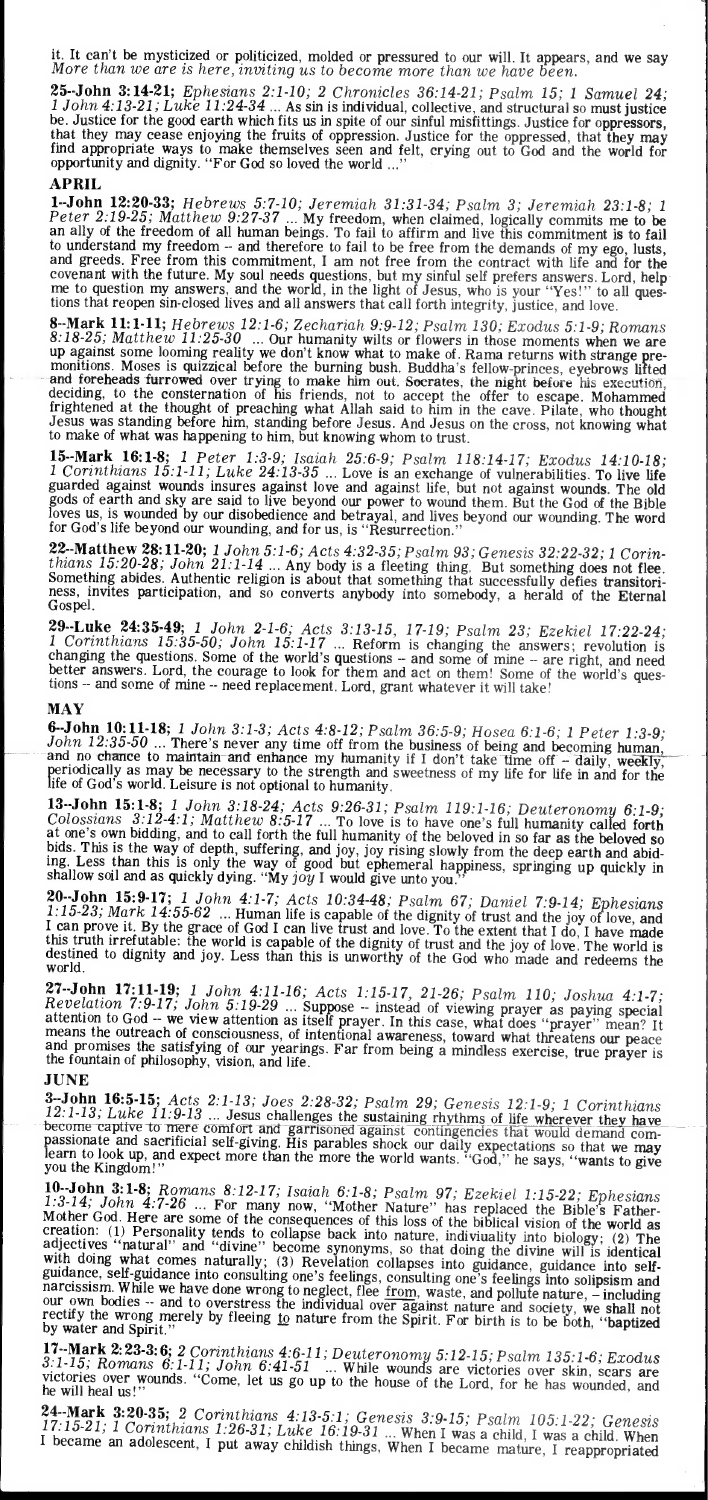it. It can't be mysticized or politicized, molded or pressured to our will. It appears, and we say *More than we are is here, inviting us to become more than we have been.*

**25--John 3:14-21;** *Ephesians 2:1-10; 2 Chronicles 36:14-21; Psalm 15; 1 Samuel 24; 1 John 4:13-21; Luke 11:24-34* ... As sin is individual, collective, and structural so must justice be. Justice for the good earth which fits us in spite of our sinful misfittings. Justice for **oppressors**, that they may cease enjoying the fruits of oppression. Justice for the oppressed, that they may find appropriate ways to make themselves seen and felt, crying out to God and the world for opportunity and dignity. "For God so loved the world ..."

## APRIL

**1--John 12:20-33;** *Hebrews 5:7-10; Jeremiah 31:31-34; Psalm 3; Jeremiah 23:1-8; 1 Peter 2:19-25; Matthew 9:27-37* ... My freedom, when claimed, logically commits me to be an ally of the freedom of all human beings. To fail to affirm and live this commitment is to fail to understand my freedom -- and therefore to fail to be free from the demands of my ego, lusts, and greeds. Free from this commitment, I am not free from the contract with life and for the covenant with the future. My soul needs questions, but my sinful self prefers answers. Lord, help me to question my answers, and the world, in the light of Jesus, who is your "Yes!" to all questions that reopen sin-closed lives and all answers that call forth integrity, justice, and love.

**8--Mark 11:1-11;** *Hebrews 12:1-6; Zechariah 9:9-12; Psalm 130; Exodus 5:1-9; Romans 8:18-25; Matthew 11:25-30* ... Our humanity wilts or flowers in those moments when we are up against some looming reality we don't know what to make of. Rama returns with strange premonitions. Moses is quizzical before the burning bush. Buddha's fellow-princes, eyebrows lifted and foreheads furrowed over trying to make him out. Socrates, the night before his execution, deciding, to the consternation of his friends, not to accept the offer to escape. Mohammed frightened at the thought of preaching what Allah said to him in the cave. Pilate, who thought Jesus was standing before him, standing before Jesus. And Jesus on the cross, not knowing what to make of what was happening to him, but knowing whom to trust.

**15--Mark 16:1-8;** *1 Peter 1:3-9; Isaiah 25:6-9; Psalm 118:14-17; Exodus 14:10-18; 1 Corinthians 15:1-11; Luke 24:13-35* ... Love is an exchange of vulnerabilities. To live life guarded against wounds insures against love and against life, but not against wounds. The old gods of earth and sky are said to live beyond our power to wound them. But the God of the Bible loves us, is wounded by our disobedience and betrayal, and lives beyond our wounding. The word for God's life beyond our wounding, and for us, is "Resurrection."

**22--Matthew 28:11-20;** *1 John 5:1-6; Acts 4:32-35; Psalm 93; Genesis 32:22-32; 1 Corinthians 15:20-28; John 21:1-14* ... Any body is a fleeting thing. But something does not flee. Something abides. Authentic religion is about that something that successfully defies transitoriness, invites participation, and so converts anybody into somebody, a herald of the Eternal Gospel.

**29--Luke 24:35-49;** *1 John 2-1-6; Acts 3:13-15, 17-19; Psalm 23; Ezekiel 17:22-24; 1 Corinthians 15:35-50; John 15:1-17* ... Reform is changing the answers; revolution is changing the questions. Some of the world's questions -- and some of mine -- are right, and need better answers. Lord, the courage to look for them and act on them! Some of the world's questions -- and some of mine -- need replacement. Lord, grant whatever it will take!

## MAY

**6--John 10:11-18;** *1 John 3:1-3; Acts 4:8-12; Psalm 36:5-9; Hosea 6:1-6; 1 Peter 1:3-9; John 12:35-50* ... There's never any time off from the business of being and becoming human, and no chance to maintain and enhance my humanity if I don't take time off -- daily, weekly, periodically as may be necessary to the strength and sweetness of my life for life in and for the life of God's world. Leisure is not optional to humanity.

**13--John 15:1-8;** *1 John 3:18-24; Acts 9:26-31; Psalm 119:1-16; Deuteronomy 6:1-9; Colossians 3:12-4:1; Matthew 8:5-17* ... To love is to have one's full humanity called forth at one's own bidding, and to call forth the full humanity of the beloved in so far as the beloved so bids. This is the way of depth, suffering, and joy, joy rising slowly from the deep earth and abiding. Less than this is only the way of good but ephemeral happiness, springing up quickly in shallow soil and as quickly dying. "My *joy* I would give unto you."

**20--John 15:9-17;** *1 John 4:1-7; Acts 10:34-48; Psalm 67; Daniel 7:9-14; Ephesians 1:15-23; Mark 14:55-62* ... Human life is capable of the dignity of trust and the joy of love, and I can prove it. By the grace of God I can live trust and love. To the extent that I do, I have made this truth irrefutable: the world is capable of the dignity of trust and the joy of love. The world is destined to dignity and joy. Less than this is unworthy of the God who made and redeems the world.

**27--John 17:11-19;** *1 John 4:11-16; Acts 1:15-17, 21-26; Psalm 110; Joshua 4:1-7; Revelation 7:9-17; John 5:19-29* ... Suppose -- instead of viewing prayer as paying special attention to God -- we view attention as itself prayer. In this case, what does "prayer" mean? It means the outreach of consciousness, of intentional awareness, toward what threatens our peace and promises the satisfying of our yearings. Far from being a mindless exercise, true prayer is the fountain of philosophy, vision, and life.

## JUNE

**3--John 16:5-15;** *Acts 2:1-13; Joes 2:28-32; Psalm 29; Genesis 12:1-9; 1 Corinthians 12:1-13; Luke 11:9-13* ... Jesus challenges the sustaining rhythms of life wherever they have become captive to mere comfort and garrisoned against contingencies that would demand compassionate and sacrificial self-giving. His parables shock our daily expectations so that we may learn to look up, and expect more than the more the world wants. "God," he says, "wants to give you the Kingdom!"

**10--John 3:1-8;** *Romans 8:12-17; Isaiah 6:1-8; Psalm 97; Ezekiel 1:15-22; Ephesians 1:3-14; John 4:7-26* ... For many now, "Mother Nature" has replaced the Bible's Father-Mother God. Here are some of the consequences of this loss of the biblical vision of the world as creation: (1) Personality tends to collapse back into nature, indiviuality into biology; (2) The adjectives "natural" and "divine" become synonyms, so that doing the divine will is identical with doing what comes naturally; (3) Revelation collapses into guidance, guidance into self-guidance, self-guidance into consulting one's feelings, consulting one's feelings into solipsism and narcissism. While we have done wrong to neglect, flee from, waste, and pollute nature, -- including our own bodies -- and to overstress the individual over against nature and society, we shall not rectify the wrong merely by fleeing to nature from the Spirit. For birth is to be both, "**baptized** by water and Spirit."

**17--Mark 2:23-3:6;** *2 Corinthians 4:6-11; Deuteronomy 5:12-15; Psalm 135:1-6; Exodus 3:1-15; Romans 6:1-11; John 6:41-51* ... While wounds are victories over skin, scars are victories over wounds. "Come, let us go up to the house of the Lord, for he has wounded, and he will heal us!"

**24--Mark 3:20-35;** *2 Corinthians 4:13-5:1; Genesis 3:9-15; Psalm 105:1-22; Genesis 17:15-21; 1 Corinthians 1:26-31; Luke 16:19-31* ... When I was a child, I was a child. When I became an adolescent, I put away childish things. When I became mature, I reappropriated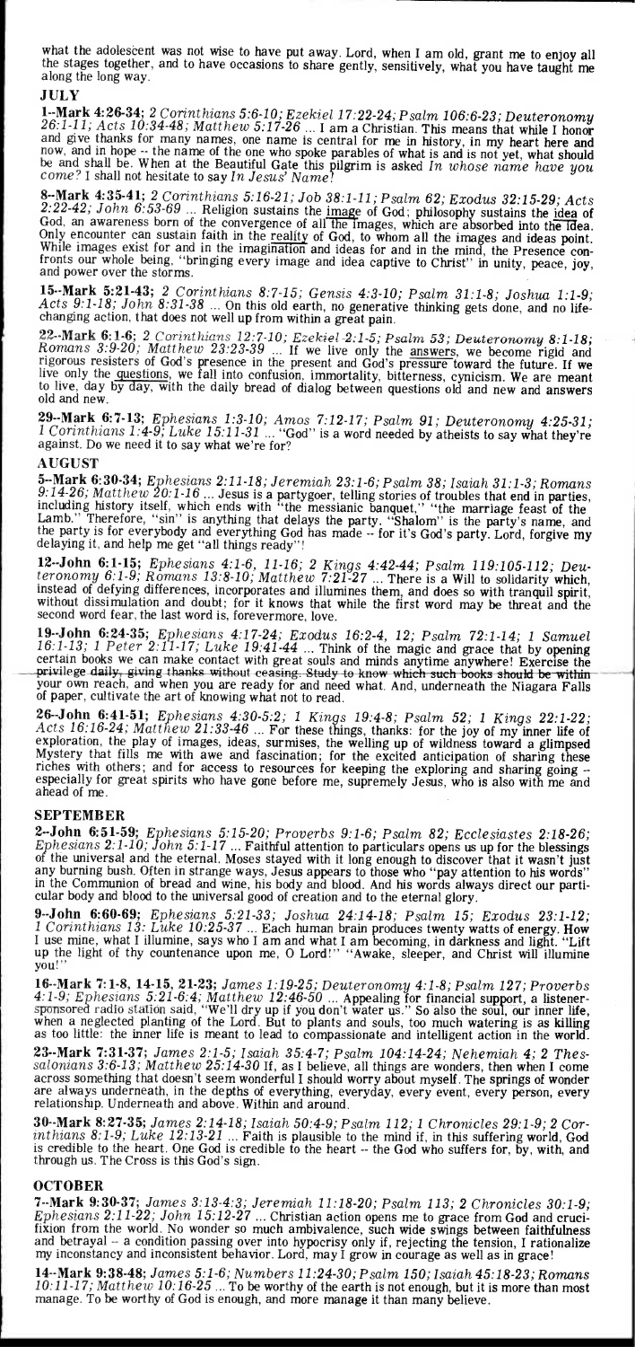what the adolescent was not wise to have put away. Lord, when I am old, grant me to enjoy all the stages together, and to have occasions to share gently, sensitively, what you have taught me along the long way.

## JULY

**1--Mark 4:26-34;** *2 Corinthians 5:6-10; Ezekiel 17:22-24; Psalm 106:6-23; Deuteronomy 26:1-11; Acts 10:34-48; Matthew 5:17-26* ... I am a Christian. This means that while I honor and give thanks for many names, one name is central for me in history, in my heart here and now, and in hope -- the name of the one who spoke parables of what is and is not yet, what should be and shall be. When at the Beautiful Gate this pilgrim is asked *In whose name have you come?* I shall not hesitate to say *In Jesus' Name!*

**8--Mark 4:35-41;** *2 Corinthians 5:16-21; Job 38:1-11; Psalm 62; Exodus 32:15-29; Acts 2:22-42; John 6:53-69* ... Religion sustains the image of God; philosophy sustains the idea of God, an awareness born of the convergence of all the images, which are absorbed into the idea. Only encounter can sustain faith in the reality of God, to whom all the images and ideas point. While images exist for and in the imagination and ideas for and in the mind, the Presence confronts our whole being, "bringing every image and idea captive to Christ" in unity, peace, joy, and power over the storms.

**15--Mark 5:21-43;** *2 Corinthians 8:7-15; Gensis 4:3-10; Psalm 31:1-8; Joshua 1:1-9; Acts 9:1-18; John 8:31-38* ... On this old earth, no generative thinking gets done, and no life-changing action, that does not well up from within a great pain.

**22--Mark 6:1-6;** *2 Corinthians 12:7-10; Ezekiel 2:1-5; Psalm 53; Deuteronomy 8:1-18; Romans 3:9-20; Matthew 23:23-39* ... If we live only the answers, we become rigid and rigorous resisters of God's presence in the present and God's pressure toward the future. If we live only the questions, we fall into confusion, immortality, bitterness, cynicism. We are meant to live, day by day, with the daily bread of dialog between questions old and new and answers old and new.

**29--Mark 6:7-13;** *Ephesians 1:3-10; Amos 7:12-17; Psalm 91; Deuteronomy 4:25-31; 1 Corinthians 1:4-9; Luke 15:11-31* ... "God" is a word needed by atheists to say what they're against. Do we need it to say what we're for?

## AUGUST

**5--Mark 6:30-34;** *Ephesians 2:11-18; Jeremiah 23:1-6; Psalm 38; Isaiah 31:1-3; Romans 9:14-26; Matthew 20:1-16* ... Jesus is a partygoer, telling stories of troubles that end in parties, including history itself, which ends with "the messianic banquet," "the marriage feast of the Lamb." Therefore, "sin" is anything that delays the party. "Shalom" is the party's name, and the party is for everybody and everything God has made -- for it's God's party. Lord, forgive my delaying it, and help me get "all things ready"!

**12--John 6:1-15;** *Ephesians 4:1-6, 11-16; 2 Kings 4:42-44; Psalm 119:105-112; Deuteronomy 6:1-9; Romans 13:8-10; Matthew 7:21-27* ... There is a Will to solidarity which, instead of defying differences, incorporates and illumines them, and does so with tranquil spirit, without dissimulation and doubt; for it knows that while the first word may be threat and the second word fear, the last word is, forevermore, love.

**19--John 6:24-35;** *Ephesians 4:17-24; Exodus 16:2-4, 12; Psalm 72:1-14; 1 Samuel 16:1-13; 1 Peter 2:11-17; Luke 19:41-44* ... Think of the magic and grace that by opening certain books we can make contact with great souls and minds anytime anywhere! Exercise the privilege daily, giving thanks without ceasing. Study to know which such books should be within your own reach, and when you are ready for and need what. And, underneath the Niagara Falls of paper, cultivate the art of knowing what not to read.

**26--John 6:41-51;** *Ephesians 4:30-5:2; 1 Kings 19:4-8; Psalm 52; 1 Kings 22:1-22; Acts 16:16-24; Matthew 21:33-46* ... For these things, thanks: for the joy of my inner life of exploration, the play of images, ideas, surmises, the welling up of wildness toward a glimpsed Mystery that fills me with awe and fascination; for the excited anticipation of sharing these riches with others; and for access to resources for keeping the exploring and sharing going -- especially for great spirits who have gone before me, supremely Jesus, who is also with me and ahead of me.

## SEPTEMBER

**2--John 6:51-59;** *Ephesians 5:15-20; Proverbs 9:1-6; Psalm 82; Ecclesiastes 2:18-26; Ephesians 2:1-10; John 5:1-17* ... Faithful attention to particulars opens us up for the blessings of the universal and the eternal. Moses stayed with it long enough to discover that it wasn't just any burning bush. Often in strange ways, Jesus appears to those who "pay attention to his words" in the Communion of bread and wine, his body and blood. And his words always direct our particular body and blood to the universal good of creation and to the eternal glory.

**9--John 6:60-69;** *Ephesians 5:21-33; Joshua 24:14-18; Psalm 15; Exodus 23:1-12; 1 Corinthians 13: Luke 10:25-37* ... Each human brain produces twenty watts of energy. How I use mine, what I illumine, says who I am and what I am becoming, in darkness and light. "Lift up the light of thy countenance upon me, O Lord!" "Awake, sleeper, and Christ will illumine you!"

**16--Mark 7:1-8, 14-15, 21-23;** *James 1:19-25; Deuteronomy 4:1-8; Psalm 127; Proverbs 4:1-9; Ephesians 5:21-6:4; Matthew 12:46-50* ... Appealing for financial support, a listener-sponsored radio station said, "We'll dry up if you don't water us." So also the soul, our inner life, when a neglected planting of the Lord. But to plants and souls, too much watering is as killing as too little: the inner life is meant to lead to compassionate and intelligent action in the world.

**23--Mark 7:31-37;** *James 2:1-5; Isaiah 35:4-7; Psalm 104:14-24; Nehemiah 4; 2 Thessalonians 3:6-13; Matthew 25:14-30* If, as I believe, all things are wonders, then when I come across something that doesn't seem wonderful I should worry about myself. The springs of wonder are always underneath, in the depths of everything, everyday, every event, every person, every relationship. Underneath and above. Within and around.

**30--Mark 8:27-35;** *James 2:14-18; Isaiah 50:4-9; Psalm 112; 1 Chronicles 29:1-9; 2 Corinthians 8:1-9; Luke 12:13-21* ... Faith is plausible to the mind if, in this suffering world, God is credible to the heart. One God is credible to the heart -- the God who suffers for, by, with, and through us. The Cross is this God's sign.

## OCTOBER

**7--Mark 9:30-37;** *James 3:13-4:3; Jeremiah 11:18-20; Psalm 113; 2 Chronicles 30:1-9; Ephesians 2:11-22; John 15:12-27* ... Christian action opens me to grace from God and crucifixion from the world. No wonder so much ambivalence, such wide swings between faithfulness and betrayal -- a condition passing over into hypocrisy only if, rejecting the tension, I rationalize my inconstancy and inconsistent behavior. Lord, may I grow in courage as well as in grace!

**14--Mark 9:38-48;** *James 5:1-6; Numbers 11:24-30; Psalm 150; Isaiah 45:18-23; Romans 10:11-17; Matthew 10:16-25* ... To be worthy of the earth is not enough, but it is more than most manage. To be worthy of God is enough, and more manage it than many believe.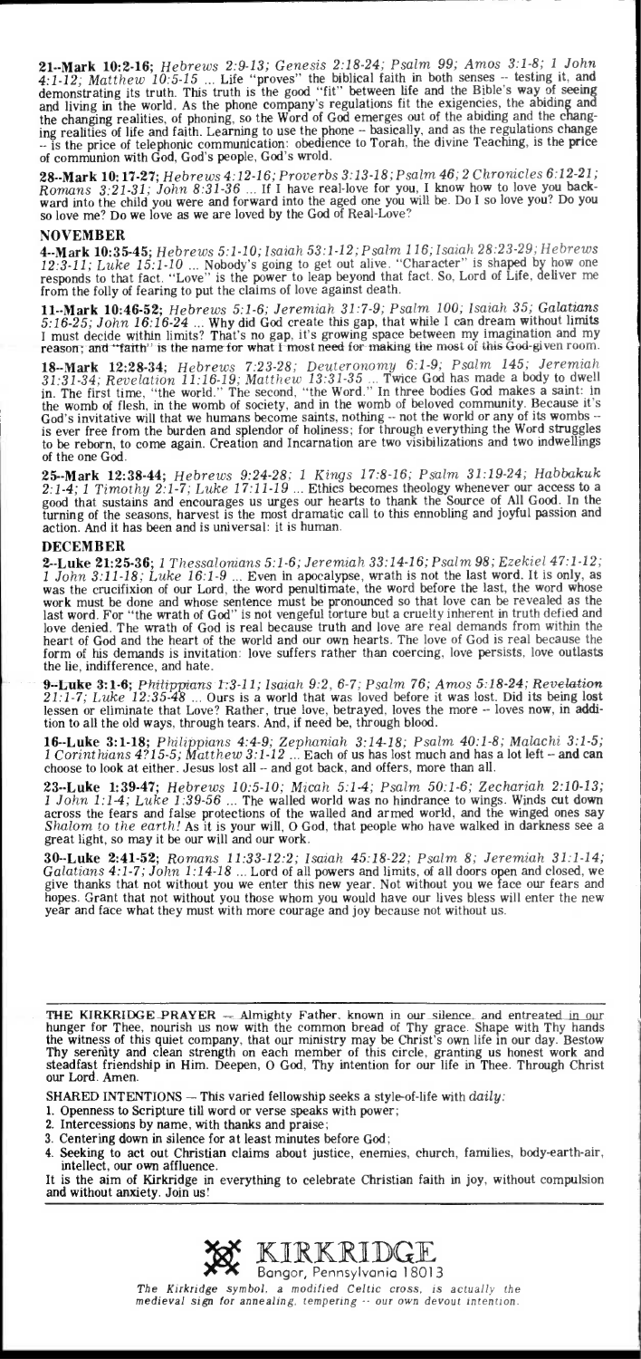**21--Mark 10:2-16;** *Hebrews 2:9-13; Genesis 2:18-24; Psalm 99; Amos 3:1-8; 1 John 4:1-12; Matthew 10:5-15* ... Life "proves" the biblical faith in both senses -- testing it, and demonstrating its truth. This truth is the good "fit" between life and the Bible's way of seeing and living in the world. As the phone company's regulations fit the exigencies, the abiding and the changing realities, of phoning, so the Word of God emerges out of the abiding and the changing realities of life and faith. Learning to use the phone -- basically, and as the regulations change -- is the price of telephonic communication: obedience to Torah, the divine Teaching, is the price of communion with God, God's people, God's wrold.

**28--Mark 10:17-27;** *Hebrews 4:12-16; Proverbs 3:13-18; Psalm 46; 2 Chronicles 6:12-21; Romans 3:21-31; John 8:31-36* ... If I have real-love for you, I know how to love you backward into the child you were and forward into the aged one you will be. Do I so love you? Do you so love me? Do we love as we are loved by the God of Real-Love?

## NOVEMBER

**4--Mark 10:35-45;** *Hebrews 5:1-10; Isaiah 53:1-12; Psalm 116; Isaiah 28:23-29; Hebrews 12:3-11; Luke 15:1-10* ... Nobody's going to get out alive. "Character" is shaped by how one responds to that fact. "Love" is the power to leap beyond that fact. So, Lord of Life, deliver me from the folly of fearing to put the claims of love against death.

**11--Mark 10:46-52;** *Hebrews 5:1-6; Jeremiah 31:7-9; Psalm 100; Isaiah 35; Galatians 5:16-25; John 16:16-24* ... Why did God create this gap, that while I can dream without limits I must decide within limits? That's no gap, it's growing space between my imagination and my reason; and "faith" is the name for what I most need for making the most of this God-given room.

**18--Mark 12:28-34;** *Hebrews 7:23-28; Deuteronomy 6:1-9; Psalm 145; Jeremiah 31:31-34; Revelation 11:16-19; Matthew 13:31-35* ... Twice God has made a body to dwell in. The first time, "the world." The second, "the Word." In three bodies God makes a saint: in the womb of flesh, in the womb of society, and in the womb of beloved community. Because it's God's invitative will that we humans become saints, nothing -- not the world or any of its wombs -- is ever free from the burden and splendor of holiness; for through everything the Word struggles to be reborn, to come again. Creation and Incarnation are two visibilizations and two indwellings of the one God.

**25--Mark 12:38-44;** *Hebrews 9:24-28; 1 Kings 17:8-16; Psalm 31:19-24; Habbakuk 2:1-4; 1 Timothy 2:1-7; Luke 17:11-19* ... Ethics becomes theology whenever our access to a good that sustains and encourages us urges our hearts to thank the Source of All Good. In the turning of the seasons, harvest is the most dramatic call to this ennobling and joyful passion and action. And it has been and is universal: it is human.

## DECEMBER

**2--Luke 21:25-36;** *1 Thessalonians 5:1-6; Jeremiah 33:14-16; Psalm 98; Ezekiel 47:1-12; 1 John 3:11-18; Luke 16:1-9* ... Even in apocalypse, wrath is not the last word. It is only, as was the crucifixion of our Lord, the word penultimate, the word before the last, the word whose work must be done and whose sentence must be pronounced so that love can be revealed as the last word. For "the wrath of God" is not vengeful torture but a cruelty inherent in truth defied and love denied. The wrath of God is real because truth and love are real demands from within the heart of God and the heart of the world and our own hearts. The love of God is real because the form of his demands is invitation: love suffers rather than coercing, love persists, love outlasts the lie, indifference, and hate.

**9--Luke 3:1-6;** *Philippians 1:3-11; Isaiah 9:2, 6-7; Psalm 76; Amos 5:18-24; Revelation 21:1-7; Luke 12:35-48* ... Ours is a world that was loved before it was lost. Did its being lost lessen or eliminate that Love? Rather, true love, betrayed, loves the more -- loves now, in addition to all the old ways, through tears. And, if need be, through blood.

**16--Luke 3:1-18;** *Philippians 4:4-9; Zephaniah 3:14-18; Psalm 40:1-8; Malachi 3:1-5; 1 Corinthians 4?15-5; Matthew 3:1-12* ... Each of us has lost much and has a lot left -- and can choose to look at either. Jesus lost all -- and got back, and offers, more than all.

**23--Luke 1:39-47;** *Hebrews 10:5-10; Micah 5:1-4; Psalm 50:1-6; Zechariah 2:10-13; 1 John 1:1-4; Luke 1:39-56* ... The walled world was no hindrance to wings. Winds cut down across the fears and false protections of the walled and armed world, and the winged ones say *Shalom to the earth!* As it is your will, O God, that people who have walked in darkness see a great light, so may it be our will and our work.

**30--Luke 2:41-52;** *Romans 11:33-12:2; Isaiah 45:18-22; Psalm 8; Jeremiah 31:1-14; Galatians 4:1-7; John 1:14-18* ... Lord of all powers and limits, of all doors open and closed, we give thanks that not without you we enter this new year. Not without you we face our fears and hopes. Grant that not without you those whom you would have our lives bless will enter the new year and face what they must with more courage and joy because not without us.

---

THE KIRKRIDGE PRAYER -- Almighty Father, known in our silence, and entreated in our hunger for Thee, nourish us now with the common bread of Thy grace. Shape with Thy hands the witness of this quiet company, that our ministry may be Christ's own life in our day. Bestow Thy serenity and clean strength on each member of this circle, granting us honest work and steadfast friendship in Him. Deepen, O God, Thy intention for our life in Thee. Through Christ our Lord. Amen.

SHARED INTENTIONS -- This varied fellowship seeks a style-of-life with *daily*:

1. Openness to Scripture till word or verse speaks with power;
2. Intercessions by name, with thanks and praise;
3. Centering down in silence for at least minutes before God;
4. Seeking to act out Christian claims about justice, enemies, church, families, body-earth-air, intellect, our own affluence.

It is the aim of Kirkridge in everything to celebrate Christian faith in joy, without compulsion and without anxiety. Join us!

---

KIRKRIDGE
Bangor, Pennsylvania 18013

*The Kirkridge symbol, a modified Celtic cross, is actually the medieval sign for annealing, tempering -- our own devout intention.*